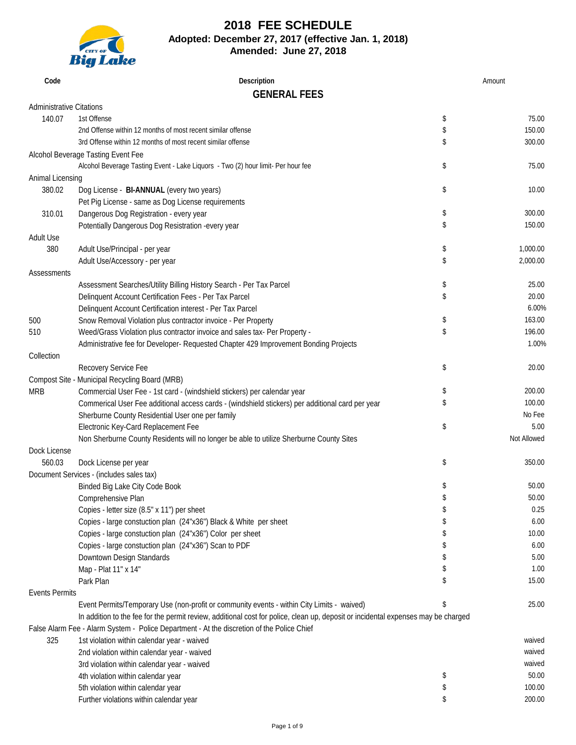# 2018 FEE SCHEDULE

**Adopted: December 27, 2017 (effective Jan. 1, 2018)**

**Amended: June 27, 2018**

| Code | Description | | Amount |
|---|---|---|---|
| | **GENERAL FEES** | | |
| Administrative Citations | | | |
| 140.07 | 1st Offense | $ | 75.00 |
| | 2nd Offense within 12 months of most recent similar offense | $ | 150.00 |
| | 3rd Offense within 12 months of most recent similar offense | $ | 300.00 |
| Alcohol Beverage Tasting Event Fee | | | |
| | Alcohol Beverage Tasting Event - Lake Liquors - Two (2) hour limit- Per hour fee | $ | 75.00 |
| Animal Licensing | | | |
| 380.02 | Dog License - **BI-ANNUAL** (every two years) | $ | 10.00 |
| | Pet Pig License - same as Dog License requirements | | |
| 310.01 | Dangerous Dog Registration - every year | $ | 300.00 |
| | Potentially Dangerous Dog Resistration -every year | $ | 150.00 |
| Adult Use | | | |
| 380 | Adult Use/Principal - per year | $ | 1,000.00 |
| | Adult Use/Accessory - per year | $ | 2,000.00 |
| Assessments | | | |
| | Assessment Searches/Utility Billing History Search - Per Tax Parcel | $ | 25.00 |
| | Delinquent Account Certification Fees - Per Tax Parcel | $ | 20.00 |
| | Delinquent Account Certification interest - Per Tax Parcel | | 6.00% |
| 500 | Snow Removal Violation plus contractor invoice - Per Property | $ | 163.00 |
| 510 | Weed/Grass Violation plus contractor invoice and sales tax- Per Property - | $ | 196.00 |
| | Administrative fee for Developer- Requested Chapter 429 Improvement Bonding Projects | | 1.00% |
| Collection | | | |
| | Recovery Service Fee | $ | 20.00 |
| Compost Site - Municipal Recycling Board (MRB) | | | |
| MRB | Commercial User Fee - 1st card - (windshield stickers) per calendar year | $ | 200.00 |
| | Commerical User Fee additional access cards - (windshield stickers) per additional card per year | $ | 100.00 |
| | Sherburne County Residential User one per family | | No Fee |
| | Electronic Key-Card Replacement Fee | $ | 5.00 |
| | Non Sherburne County Residents will no longer be able to utilize Sherburne County Sites | | Not Allowed |
| Dock License | | | |
| 560.03 | Dock License per year | $ | 350.00 |
| Document Services - (includes sales tax) | | | |
| | Binded Big Lake City Code Book | $ | 50.00 |
| | Comprehensive Plan | $ | 50.00 |
| | Copies - letter size (8.5" x 11") per sheet | $ | 0.25 |
| | Copies - large constuction plan (24"x36") Black & White per sheet | $ | 6.00 |
| | Copies - large constuction plan (24"x36") Color per sheet | $ | 10.00 |
| | Copies - large constuction plan (24"x36") Scan to PDF | $ | 6.00 |
| | Downtown Design Standards | $ | 5.00 |
| | Map - Plat 11" x 14" | $ | 1.00 |
| | Park Plan | $ | 15.00 |
| Events Permits | | | |
| | Event Permits/Temporary Use (non-profit or community events - within City Limits - waived) | $ | 25.00 |
| | In addition to the fee for the permit review, additional cost for police, clean up, deposit or incidental expenses may be charged | | |
| False Alarm Fee - Alarm System - Police Department - At the discretion of the Police Chief | | | |
| 325 | 1st violation within calendar year - waived | | waived |
| | 2nd violation within calendar year - waived | | waived |
| | 3rd violation within calendar year - waived | | waived |
| | 4th violation within calendar year | $ | 50.00 |
| | 5th violation within calendar year | $ | 100.00 |
| | Further violations within calendar year | $ | 200.00 |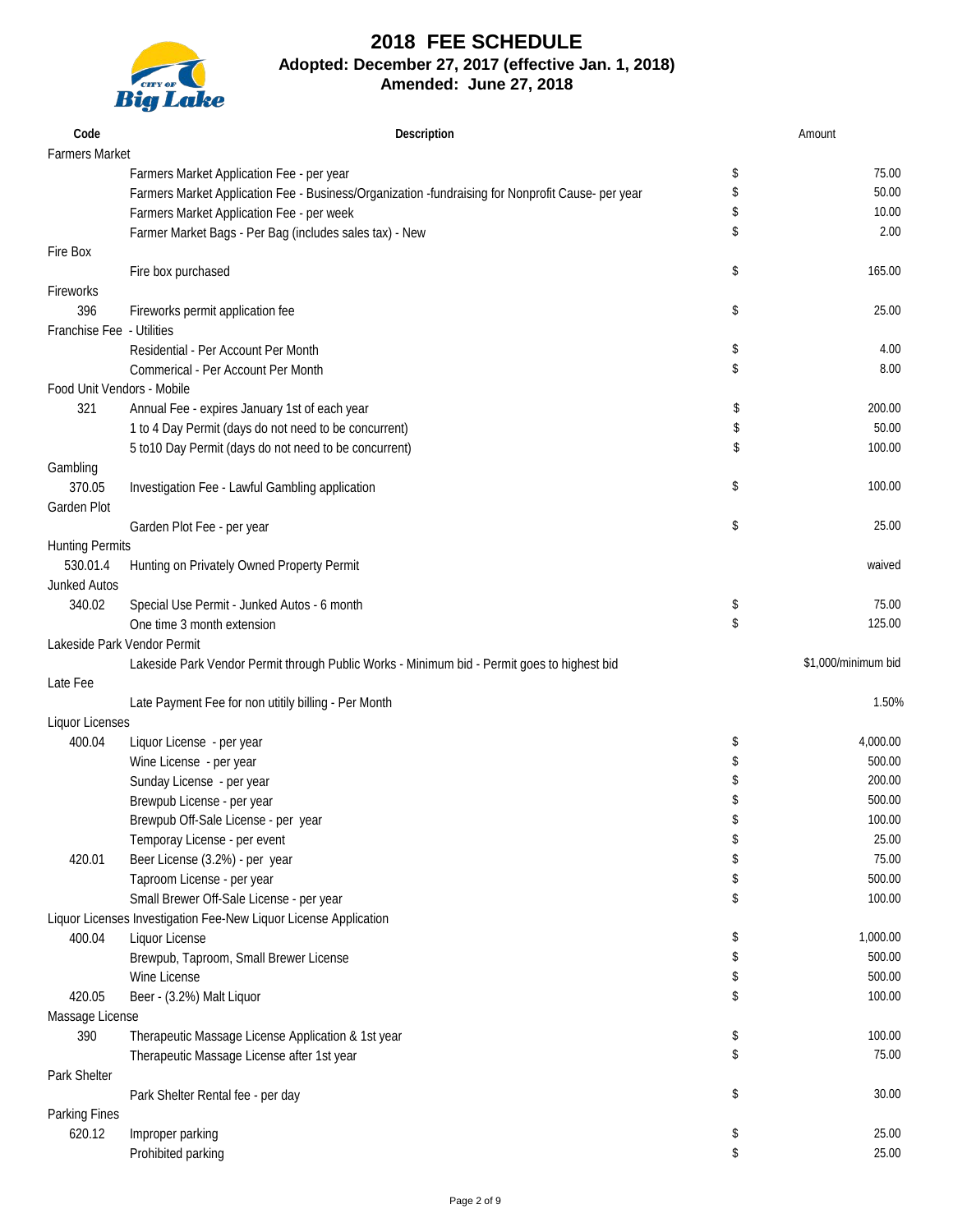# 2018 FEE SCHEDULE

**Adopted: December 27, 2017 (effective Jan. 1, 2018)**

**Amended: June 27, 2018**

| Code | Description | | Amount |
|---|---|---|---|
| Farmers Market | | | |
| | Farmers Market Application Fee - per year | $ | 75.00 |
| | Farmers Market Application Fee - Business/Organization -fundraising for Nonprofit Cause- per year | $ | 50.00 |
| | Farmers Market Application Fee - per week | $ | 10.00 |
| | Farmer Market Bags - Per Bag (includes sales tax) - New | $ | 2.00 |
| Fire Box | | | |
| | Fire box purchased | $ | 165.00 |
| Fireworks | | | |
| 396 | Fireworks permit application fee | $ | 25.00 |
| Franchise Fee - Utilities | | | |
| | Residential - Per Account Per Month | $ | 4.00 |
| | Commerical - Per Account Per Month | $ | 8.00 |
| Food Unit Vendors - Mobile | | | |
| 321 | Annual Fee - expires January 1st of each year | $ | 200.00 |
| | 1 to 4 Day Permit (days do not need to be concurrent) | $ | 50.00 |
| | 5 to10 Day Permit (days do not need to be concurrent) | $ | 100.00 |
| Gambling | | | |
| 370.05 | Investigation Fee - Lawful Gambling application | $ | 100.00 |
| Garden Plot | | | |
| | Garden Plot Fee - per year | $ | 25.00 |
| Hunting Permits | | | |
| 530.01.4 | Hunting on Privately Owned Property Permit | | waived |
| Junked Autos | | | |
| 340.02 | Special Use Permit - Junked Autos - 6 month | $ | 75.00 |
| | One time 3 month extension | $ | 125.00 |
| Lakeside Park Vendor Permit | | | |
| | Lakeside Park Vendor Permit through Public Works - Minimum bid - Permit goes to highest bid | | $1,000/minimum bid |
| Late Fee | | | |
| | Late Payment Fee for non utitily billing - Per Month | | 1.50% |
| Liquor Licenses | | | |
| 400.04 | Liquor License - per year | $ | 4,000.00 |
| | Wine License - per year | $ | 500.00 |
| | Sunday License - per year | $ | 200.00 |
| | Brewpub License - per year | $ | 500.00 |
| | Brewpub Off-Sale License - per year | $ | 100.00 |
| | Temporay License - per event | $ | 25.00 |
| 420.01 | Beer License (3.2%) - per year | $ | 75.00 |
| | Taproom License - per year | $ | 500.00 |
| | Small Brewer Off-Sale License - per year | $ | 100.00 |
| Liquor Licenses Investigation Fee-New Liquor License Application | | | |
| 400.04 | Liquor License | $ | 1,000.00 |
| | Brewpub, Taproom, Small Brewer License | $ | 500.00 |
| | Wine License | $ | 500.00 |
| 420.05 | Beer - (3.2%) Malt Liquor | $ | 100.00 |
| Massage License | | | |
| 390 | Therapeutic Massage License Application & 1st year | $ | 100.00 |
| | Therapeutic Massage License after 1st year | $ | 75.00 |
| Park Shelter | | | |
| | Park Shelter Rental fee - per day | $ | 30.00 |
| Parking Fines | | | |
| 620.12 | Improper parking | $ | 25.00 |
| | Prohibited parking | $ | 25.00 |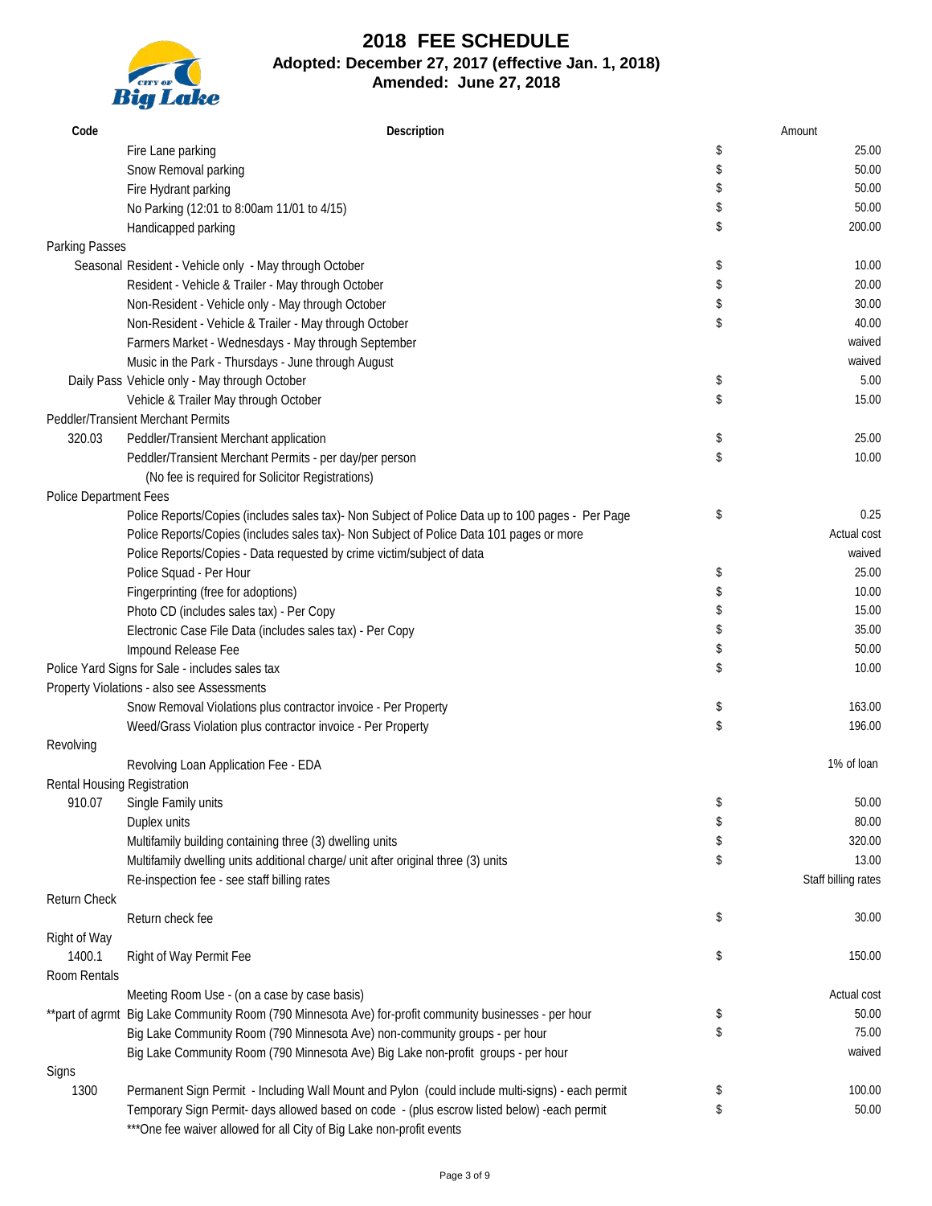# 2018 FEE SCHEDULE

**Adopted: December 27, 2017 (effective Jan. 1, 2018)**

**Amended: June 27, 2018**

| Code | Description | | Amount |
|---|---|---|---|
| | Fire Lane parking | $ | 25.00 |
| | Snow Removal parking | $ | 50.00 |
| | Fire Hydrant parking | $ | 50.00 |
| | No Parking (12:01 to 8:00am 11/01 to 4/15) | $ | 50.00 |
| | Handicapped parking | $ | 200.00 |
| Parking Passes | | | |
| Seasonal | Resident - Vehicle only - May through October | $ | 10.00 |
| | Resident - Vehicle & Trailer - May through October | $ | 20.00 |
| | Non-Resident - Vehicle only - May through October | $ | 30.00 |
| | Non-Resident - Vehicle & Trailer - May through October | $ | 40.00 |
| | Farmers Market - Wednesdays - May through September | | waived |
| | Music in the Park - Thursdays - June through August | | waived |
| Daily Pass | Vehicle only - May through October | $ | 5.00 |
| | Vehicle & Trailer May through October | $ | 15.00 |
| Peddler/Transient Merchant Permits | | | |
| 320.03 | Peddler/Transient Merchant application | $ | 25.00 |
| | Peddler/Transient Merchant Permits - per day/per person | $ | 10.00 |
| | (No fee is required for Solicitor Registrations) | | |
| Police Department Fees | | | |
| | Police Reports/Copies (includes sales tax)- Non Subject of Police Data up to 100 pages - Per Page | $ | 0.25 |
| | Police Reports/Copies (includes sales tax)- Non Subject of Police Data 101 pages or more | | Actual cost |
| | Police Reports/Copies - Data requested by crime victim/subject of data | | waived |
| | Police Squad - Per Hour | $ | 25.00 |
| | Fingerprinting (free for adoptions) | $ | 10.00 |
| | Photo CD (includes sales tax) - Per Copy | $ | 15.00 |
| | Electronic Case File Data (includes sales tax) - Per Copy | $ | 35.00 |
| | Impound Release Fee | $ | 50.00 |
| Police Yard Signs for Sale - includes sales tax | | $ | 10.00 |
| Property Violations - also see Assessments | | | |
| | Snow Removal Violations plus contractor invoice - Per Property | $ | 163.00 |
| | Weed/Grass Violation plus contractor invoice - Per Property | $ | 196.00 |
| Revolving | | | |
| | Revolving Loan Application Fee - EDA | | 1% of loan |
| Rental Housing Registration | | | |
| 910.07 | Single Family units | $ | 50.00 |
| | Duplex units | $ | 80.00 |
| | Multifamily building containing three (3) dwelling units | $ | 320.00 |
| | Multifamily dwelling units additional charge/ unit after original three (3) units | $ | 13.00 |
| | Re-inspection fee - see staff billing rates | | Staff billing rates |
| Return Check | | | |
| | Return check fee | $ | 30.00 |
| Right of Way | | | |
| 1400.1 | Right of Way Permit Fee | $ | 150.00 |
| Room Rentals | | | |
| | Meeting Room Use - (on a case by case basis) | | Actual cost |
| **part of agrmt | Big Lake Community Room (790 Minnesota Ave) for-profit community businesses - per hour | $ | 50.00 |
| | Big Lake Community Room (790 Minnesota Ave) non-community groups - per hour | $ | 75.00 |
| | Big Lake Community Room (790 Minnesota Ave) Big Lake non-profit groups - per hour | | waived |
| Signs | | | |
| 1300 | Permanent Sign Permit - Including Wall Mount and Pylon (could include multi-signs) - each permit | $ | 100.00 |
| | Temporary Sign Permit- days allowed based on code - (plus escrow listed below) -each permit | $ | 50.00 |
| | ***One fee waiver allowed for all City of Big Lake non-profit events | | |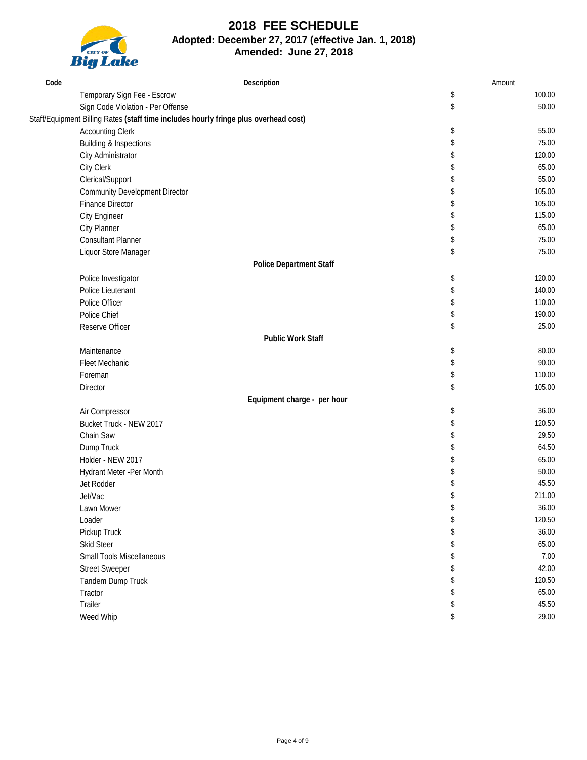# 2018 FEE SCHEDULE

**Adopted: December 27, 2017 (effective Jan. 1, 2018)**

**Amended: June 27, 2018**

| Code | Description | | Amount |
|---|---|---|---|
| | Temporary Sign Fee - Escrow | $ | 100.00 |
| | Sign Code Violation - Per Offense | $ | 50.00 |
| Staff/Equipment Billing Rates **(staff time includes hourly fringe plus overhead cost)** | | | |
| | Accounting Clerk | $ | 55.00 |
| | Building & Inspections | $ | 75.00 |
| | City Administrator | $ | 120.00 |
| | City Clerk | $ | 65.00 |
| | Clerical/Support | $ | 55.00 |
| | Community Development Director | $ | 105.00 |
| | Finance Director | $ | 105.00 |
| | City Engineer | $ | 115.00 |
| | City Planner | $ | 65.00 |
| | Consultant Planner | $ | 75.00 |
| | Liquor Store Manager | $ | 75.00 |
| | **Police Department Staff** | | |
| | Police Investigator | $ | 120.00 |
| | Police Lieutenant | $ | 140.00 |
| | Police Officer | $ | 110.00 |
| | Police Chief | $ | 190.00 |
| | Reserve Officer | $ | 25.00 |
| | **Public Work Staff** | | |
| | Maintenance | $ | 80.00 |
| | Fleet Mechanic | $ | 90.00 |
| | Foreman | $ | 110.00 |
| | Director | $ | 105.00 |
| | **Equipment charge - per hour** | | |
| | Air Compressor | $ | 36.00 |
| | Bucket Truck - NEW 2017 | $ | 120.50 |
| | Chain Saw | $ | 29.50 |
| | Dump Truck | $ | 64.50 |
| | Holder - NEW 2017 | $ | 65.00 |
| | Hydrant Meter -Per Month | $ | 50.00 |
| | Jet Rodder | $ | 45.50 |
| | Jet/Vac | $ | 211.00 |
| | Lawn Mower | $ | 36.00 |
| | Loader | $ | 120.50 |
| | Pickup Truck | $ | 36.00 |
| | Skid Steer | $ | 65.00 |
| | Small Tools Miscellaneous | $ | 7.00 |
| | Street Sweeper | $ | 42.00 |
| | Tandem Dump Truck | $ | 120.50 |
| | Tractor | $ | 65.00 |
| | Trailer | $ | 45.50 |
| | Weed Whip | $ | 29.00 |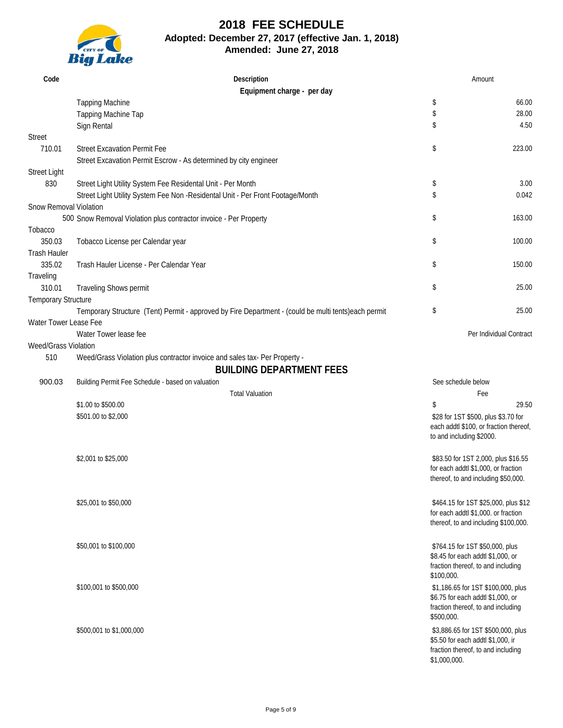# 2018 FEE SCHEDULE

**Adopted: December 27, 2017 (effective Jan. 1, 2018)**

**Amended: June 27, 2018**

| Code | Description | | Amount |
|---|---|---|---|
| | **Equipment charge - per day** | | |
| | Tapping Machine | $ | 66.00 |
| | Tapping Machine Tap | $ | 28.00 |
| | Sign Rental | $ | 4.50 |
| Street | | | |
| 710.01 | Street Excavation Permit Fee | $ | 223.00 |
| | Street Excavation Permit Escrow - As determined by city engineer | | |
| Street Light | | | |
| 830 | Street Light Utility System Fee Residental Unit - Per Month | $ | 3.00 |
| | Street Light Utility System Fee Non -Residental Unit - Per Front Footage/Month | $ | 0.042 |
| Snow Removal Violation | | | |
| 500 | Snow Removal Violation plus contractor invoice - Per Property | $ | 163.00 |
| Tobacco | | | |
| 350.03 | Tobacco License per Calendar year | $ | 100.00 |
| Trash Hauler | | | |
| 335.02 | Trash Hauler License - Per Calendar Year | $ | 150.00 |
| Traveling | | | |
| 310.01 | Traveling Shows permit | $ | 25.00 |
| Temporary Structure | | | |
| | Temporary Structure (Tent) Permit - approved by Fire Department - (could be multi tents)each permit | $ | 25.00 |
| Water Tower Lease Fee | | | |
| | Water Tower lease fee | | Per Individual Contract |
| Weed/Grass Violation | | | |
| 510 | Weed/Grass Violation plus contractor invoice and sales tax- Per Property - | | |

## BUILDING DEPARTMENT FEES

| Code | Description | Amount |
|---|---|---|
| 900.03 | Building Permit Fee Schedule - based on valuation | See schedule below |
| | Total Valuation | Fee |
| | $1.00 to $500.00 | $ 29.50 |
| | $501.00 to $2,000 | $28 for 1ST $500, plus $3.70 for each addtl $100, or fraction thereof, to and including $2000. |
| | $2,001 to $25,000 | $83.50 for 1ST 2,000, plus $16.55 for each addtl $1,000, or fraction thereof, to and including $50,000. |
| | $25,001 to $50,000 | $464.15 for 1ST $25,000, plus $12 for each addtl $1,000. or fraction thereof, to and including $100,000. |
| | $50,001 to $100,000 | $764.15 for 1ST $50,000, plus $8.45 for each addtl $1,000, or fraction thereof, to and including $100,000. |
| | $100,001 to $500,000 | $1,186.65 for 1ST $100,000, plus $6.75 for each addtl $1,000, or fraction thereof, to and including $500,000. |
| | $500,001 to $1,000,000 | $3,886.65 for 1ST $500,000, plus $5.50 for each addtl $1,000, ir fraction thereof, to and including $1,000,000. |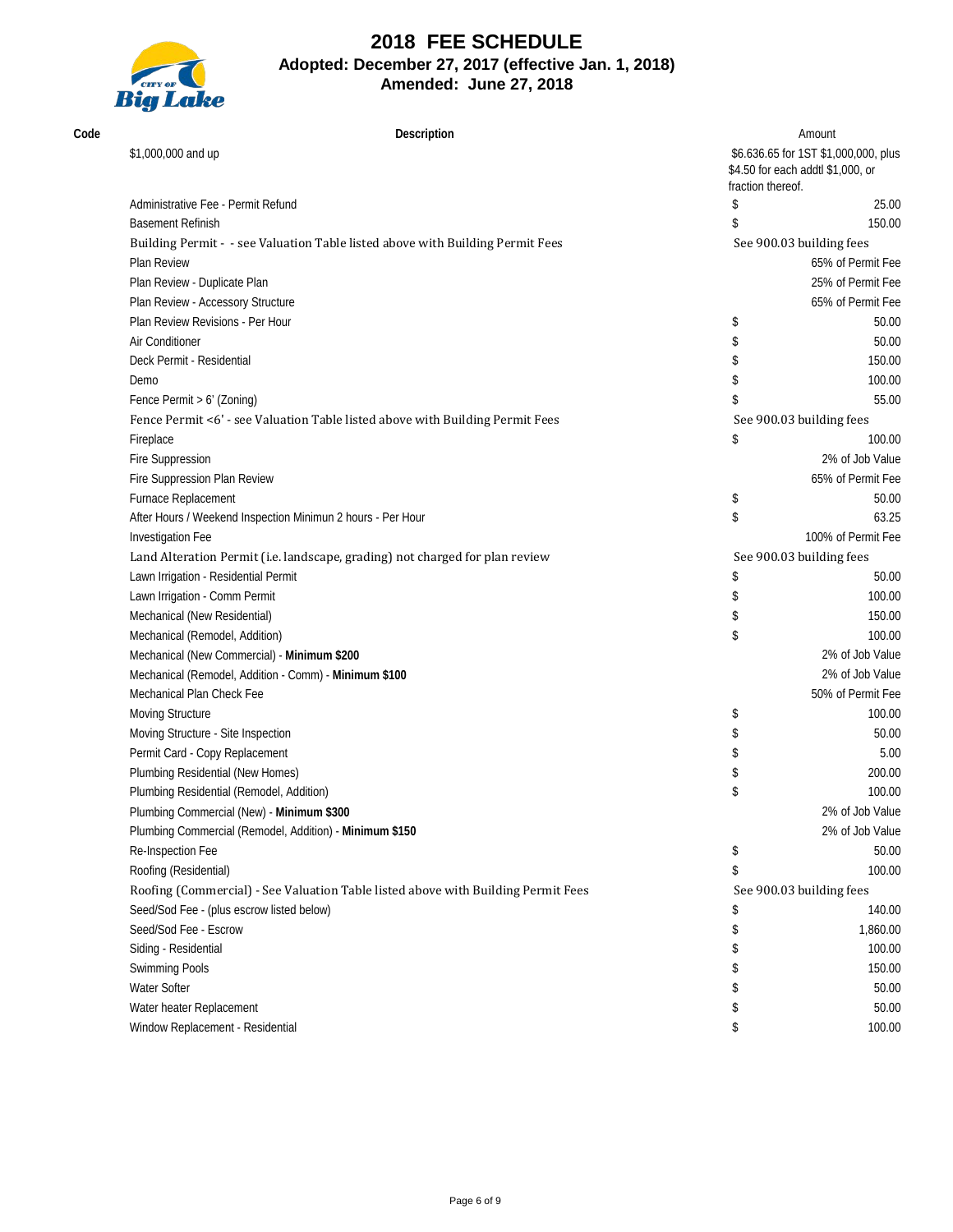# 2018 FEE SCHEDULE

**Adopted: December 27, 2017 (effective Jan. 1, 2018)**

**Amended: June 27, 2018**

| Code | Description | Amount |
|---|---|---|
| | $1,000,000 and up | $6.636.65 for 1ST $1,000,000, plus $4.50 for each addtl $1,000, or fraction thereof. |
| | Administrative Fee - Permit Refund | $ 25.00 |
| | Basement Refinish | $ 150.00 |
| | Building Permit - - see Valuation Table listed above with Building Permit Fees | See 900.03 building fees |
| | Plan Review | 65% of Permit Fee |
| | Plan Review - Duplicate Plan | 25% of Permit Fee |
| | Plan Review - Accessory Structure | 65% of Permit Fee |
| | Plan Review Revisions - Per Hour | $ 50.00 |
| | Air Conditioner | $ 50.00 |
| | Deck Permit - Residential | $ 150.00 |
| | Demo | $ 100.00 |
| | Fence Permit > 6' (Zoning) | $ 55.00 |
| | Fence Permit <6' - see Valuation Table listed above with Building Permit Fees | See 900.03 building fees |
| | Fireplace | $ 100.00 |
| | Fire Suppression | 2% of Job Value |
| | Fire Suppression Plan Review | 65% of Permit Fee |
| | Furnace Replacement | $ 50.00 |
| | After Hours / Weekend Inspection Minimun 2 hours - Per Hour | $ 63.25 |
| | Investigation Fee | 100% of Permit Fee |
| | Land Alteration Permit (i.e. landscape, grading) not charged for plan review | See 900.03 building fees |
| | Lawn Irrigation - Residential Permit | $ 50.00 |
| | Lawn Irrigation - Comm Permit | $ 100.00 |
| | Mechanical (New Residential) | $ 150.00 |
| | Mechanical (Remodel, Addition) | $ 100.00 |
| | Mechanical (New Commercial) - **Minimum $200** | 2% of Job Value |
| | Mechanical (Remodel, Addition - Comm) - **Minimum $100** | 2% of Job Value |
| | Mechanical Plan Check Fee | 50% of Permit Fee |
| | Moving Structure | $ 100.00 |
| | Moving Structure - Site Inspection | $ 50.00 |
| | Permit Card - Copy Replacement | $ 5.00 |
| | Plumbing Residential (New Homes) | $ 200.00 |
| | Plumbing Residential (Remodel, Addition) | $ 100.00 |
| | Plumbing Commercial (New) - **Minimum $300** | 2% of Job Value |
| | Plumbing Commercial (Remodel, Addition) - **Minimum $150** | 2% of Job Value |
| | Re-Inspection Fee | $ 50.00 |
| | Roofing (Residential) | $ 100.00 |
| | Roofing (Commercial) - See Valuation Table listed above with Building Permit Fees | See 900.03 building fees |
| | Seed/Sod Fee - (plus escrow listed below) | $ 140.00 |
| | Seed/Sod Fee - Escrow | $ 1,860.00 |
| | Siding - Residential | $ 100.00 |
| | Swimming Pools | $ 150.00 |
| | Water Softer | $ 50.00 |
| | Water heater Replacement | $ 50.00 |
| | Window Replacement - Residential | $ 100.00 |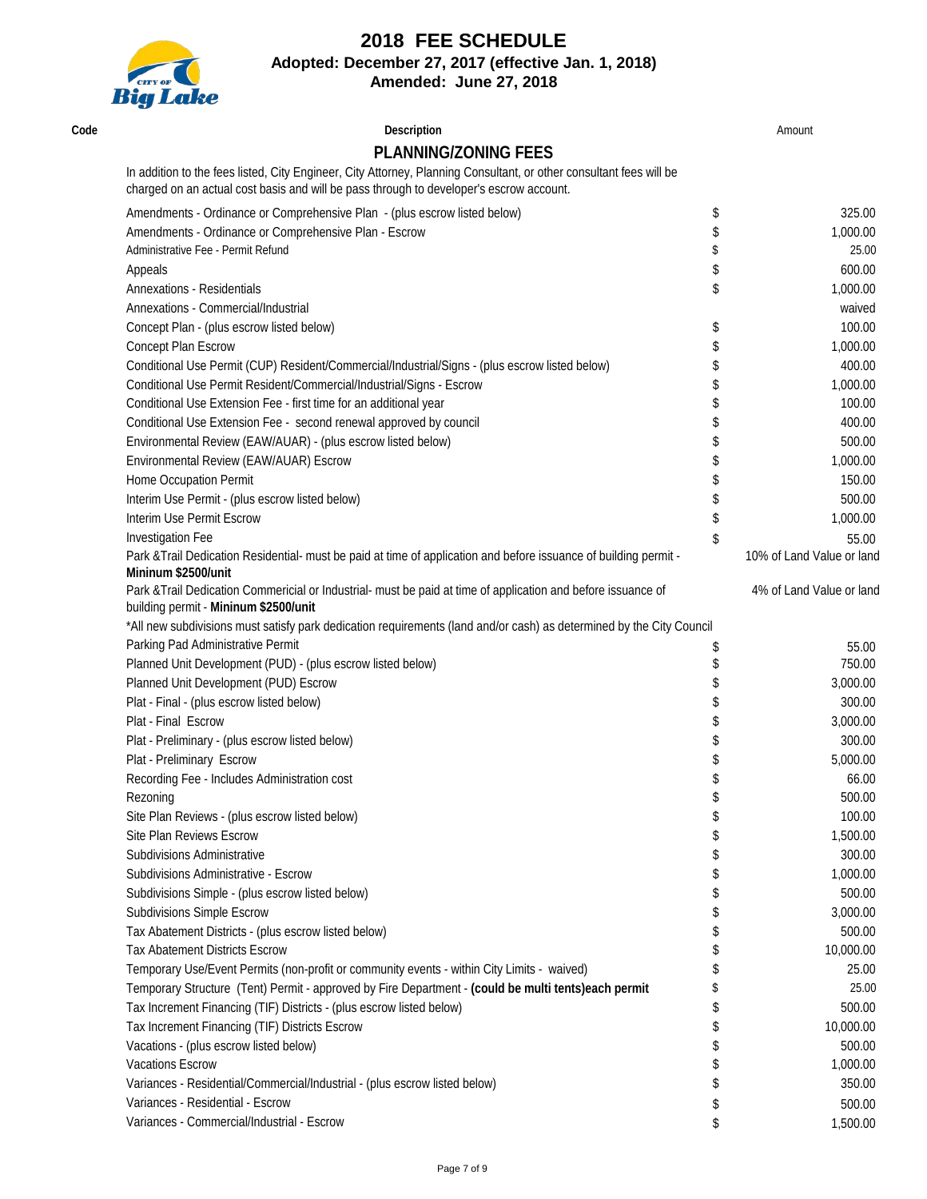# 2018 FEE SCHEDULE

**Adopted: December 27, 2017 (effective Jan. 1, 2018)**

**Amended: June 27, 2018**

## PLANNING/ZONING FEES

In addition to the fees listed, City Engineer, City Attorney, Planning Consultant, or other consultant fees will be charged on an actual cost basis and will be pass through to developer's escrow account.

| Code | Description | | Amount |
|---|---|---|---|
| | Amendments - Ordinance or Comprehensive Plan - (plus escrow listed below) | $ | 325.00 |
| | Amendments - Ordinance or Comprehensive Plan - Escrow | $ | 1,000.00 |
| | Administrative Fee - Permit Refund | $ | 25.00 |
| | Appeals | $ | 600.00 |
| | Annexations - Residentials | $ | 1,000.00 |
| | Annexations - Commercial/Industrial | | waived |
| | Concept Plan - (plus escrow listed below) | $ | 100.00 |
| | Concept Plan Escrow | $ | 1,000.00 |
| | Conditional Use Permit (CUP) Resident/Commercial/Industrial/Signs - (plus escrow listed below) | $ | 400.00 |
| | Conditional Use Permit Resident/Commercial/Industrial/Signs - Escrow | $ | 1,000.00 |
| | Conditional Use Extension Fee - first time for an additional year | $ | 100.00 |
| | Conditional Use Extension Fee - second renewal approved by council | $ | 400.00 |
| | Environmental Review (EAW/AUAR) - (plus escrow listed below) | $ | 500.00 |
| | Environmental Review (EAW/AUAR) Escrow | $ | 1,000.00 |
| | Home Occupation Permit | $ | 150.00 |
| | Interim Use Permit - (plus escrow listed below) | $ | 500.00 |
| | Interim Use Permit Escrow | $ | 1,000.00 |
| | Investigation Fee | $ | 55.00 |
| | Park &Trail Dedication Residential- must be paid at time of application and before issuance of building permit - **Mininum $2500/unit** | | 10% of Land Value or land |
| | Park &Trail Dedication Commericial or Industrial- must be paid at time of application and before issuance of building permit - **Minimum $2500/unit** | | 4% of Land Value or land |
| | *All new subdivisions must satisfy park dedication requirements (land and/or cash) as determined by the City Council | | |
| | Parking Pad Administrative Permit | $ | 55.00 |
| | Planned Unit Development (PUD) - (plus escrow listed below) | $ | 750.00 |
| | Planned Unit Development (PUD) Escrow | $ | 3,000.00 |
| | Plat - Final - (plus escrow listed below) | $ | 300.00 |
| | Plat - Final Escrow | $ | 3,000.00 |
| | Plat - Preliminary - (plus escrow listed below) | $ | 300.00 |
| | Plat - Preliminary Escrow | $ | 5,000.00 |
| | Recording Fee - Includes Administration cost | $ | 66.00 |
| | Rezoning | $ | 500.00 |
| | Site Plan Reviews - (plus escrow listed below) | $ | 100.00 |
| | Site Plan Reviews Escrow | $ | 1,500.00 |
| | Subdivisions Administrative | $ | 300.00 |
| | Subdivisions Administrative - Escrow | $ | 1,000.00 |
| | Subdivisions Simple - (plus escrow listed below) | $ | 500.00 |
| | Subdivisions Simple Escrow | $ | 3,000.00 |
| | Tax Abatement Districts - (plus escrow listed below) | $ | 500.00 |
| | Tax Abatement Districts Escrow | $ | 10,000.00 |
| | Temporary Use/Event Permits (non-profit or community events - within City Limits - waived) | $ | 25.00 |
| | Temporary Structure (Tent) Permit - approved by Fire Department - **(could be multi tents)each permit** | $ | 25.00 |
| | Tax Increment Financing (TIF) Districts - (plus escrow listed below) | $ | 500.00 |
| | Tax Increment Financing (TIF) Districts Escrow | $ | 10,000.00 |
| | Vacations - (plus escrow listed below) | $ | 500.00 |
| | Vacations Escrow | $ | 1,000.00 |
| | Variances - Residential/Commercial/Industrial - (plus escrow listed below) | $ | 350.00 |
| | Variances - Residential - Escrow | $ | 500.00 |
| | Variances - Commercial/Industrial - Escrow | $ | 1,500.00 |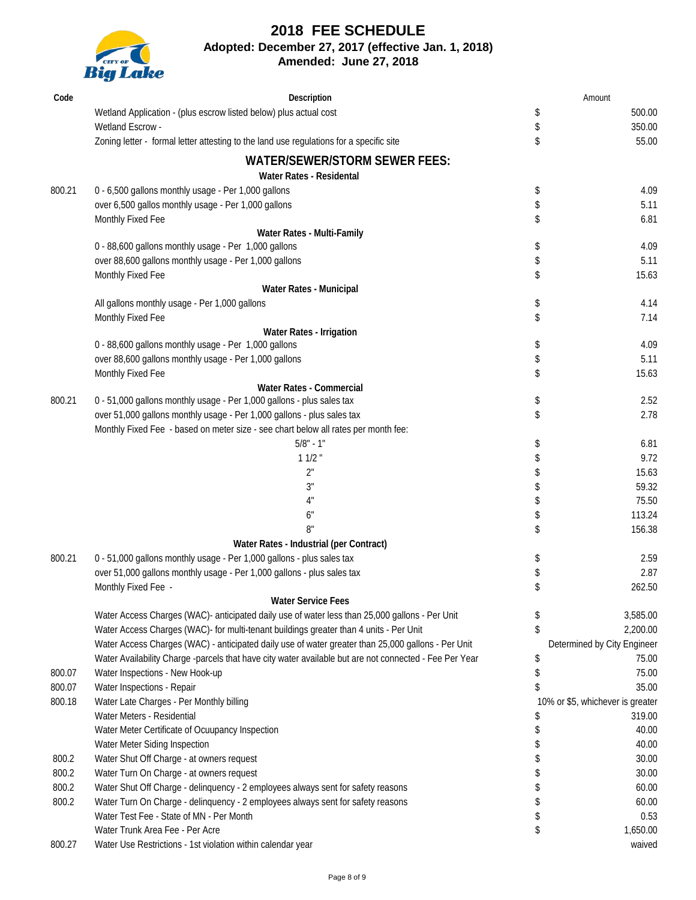# 2018 FEE SCHEDULE

**Adopted: December 27, 2017 (effective Jan. 1, 2018)**

**Amended: June 27, 2018**

| Code | Description | | Amount |
|---|---|---|---|
| | Wetland Application - (plus escrow listed below) plus actual cost | $ | 500.00 |
| | Wetland Escrow - | $ | 350.00 |
| | Zoning letter - formal letter attesting to the land use regulations for a specific site | $ | 55.00 |
| | **WATER/SEWER/STORM SEWER FEES:** | | |
| | **Water Rates - Residental** | | |
| 800.21 | 0 - 6,500 gallons monthly usage - Per 1,000 gallons | $ | 4.09 |
| | over 6,500 gallos monthly usage - Per 1,000 gallons | $ | 5.11 |
| | Monthly Fixed Fee | $ | 6.81 |
| | **Water Rates - Multi-Family** | | |
| | 0 - 88,600 gallons monthly usage - Per 1,000 gallons | $ | 4.09 |
| | over 88,600 gallons monthly usage - Per 1,000 gallons | $ | 5.11 |
| | Monthly Fixed Fee | $ | 15.63 |
| | **Water Rates - Municipal** | | |
| | All gallons monthly usage - Per 1,000 gallons | $ | 4.14 |
| | Monthly Fixed Fee | $ | 7.14 |
| | **Water Rates - Irrigation** | | |
| | 0 - 88,600 gallons monthly usage - Per 1,000 gallons | $ | 4.09 |
| | over 88,600 gallons monthly usage - Per 1,000 gallons | $ | 5.11 |
| | Monthly Fixed Fee | $ | 15.63 |
| | **Water Rates - Commercial** | | |
| 800.21 | 0 - 51,000 gallons monthly usage - Per 1,000 gallons - plus sales tax | $ | 2.52 |
| | over 51,000 gallons monthly usage - Per 1,000 gallons - plus sales tax | $ | 2.78 |
| | Monthly Fixed Fee - based on meter size - see chart below all rates per month fee: | | |
| | 5/8" - 1" | $ | 6.81 |
| | 1 1/2 " | $ | 9.72 |
| | 2" | $ | 15.63 |
| | 3" | $ | 59.32 |
| | 4" | $ | 75.50 |
| | 6" | $ | 113.24 |
| | 8" | $ | 156.38 |
| | **Water Rates - Industrial (per Contract)** | | |
| 800.21 | 0 - 51,000 gallons monthly usage - Per 1,000 gallons - plus sales tax | $ | 2.59 |
| | over 51,000 gallons monthly usage - Per 1,000 gallons - plus sales tax | $ | 2.87 |
| | Monthly Fixed Fee - | $ | 262.50 |
| | **Water Service Fees** | | |
| | Water Access Charges (WAC)- anticipated daily use of water less than 25,000 gallons - Per Unit | $ | 3,585.00 |
| | Water Access Charges (WAC)- for multi-tenant buildings greater than 4 units - Per Unit | $ | 2,200.00 |
| | Water Access Charges (WAC) - anticipated daily use of water greater than 25,000 gallons - Per Unit | | Determined by City Engineer |
| | Water Availability Charge -parcels that have city water available but are not connected - Fee Per Year | $ | 75.00 |
| 800.07 | Water Inspections - New Hook-up | $ | 75.00 |
| 800.07 | Water Inspections - Repair | $ | 35.00 |
| 800.18 | Water Late Charges - Per Monthly billing | | 10% or $5, whichever is greater |
| | Water Meters - Residential | $ | 319.00 |
| | Water Meter Certificate of Ocuupancy Inspection | $ | 40.00 |
| | Water Meter Siding Inspection | $ | 40.00 |
| 800.2 | Water Shut Off Charge - at owners request | $ | 30.00 |
| 800.2 | Water Turn On Charge - at owners request | $ | 30.00 |
| 800.2 | Water Shut Off Charge - delinquency - 2 employees always sent for safety reasons | $ | 60.00 |
| 800.2 | Water Turn On Charge - delinquency - 2 employees always sent for safety reasons | $ | 60.00 |
| | Water Test Fee - State of MN - Per Month | $ | 0.53 |
| | Water Trunk Area Fee - Per Acre | $ | 1,650.00 |
| 800.27 | Water Use Restrictions - 1st violation within calendar year | | waived |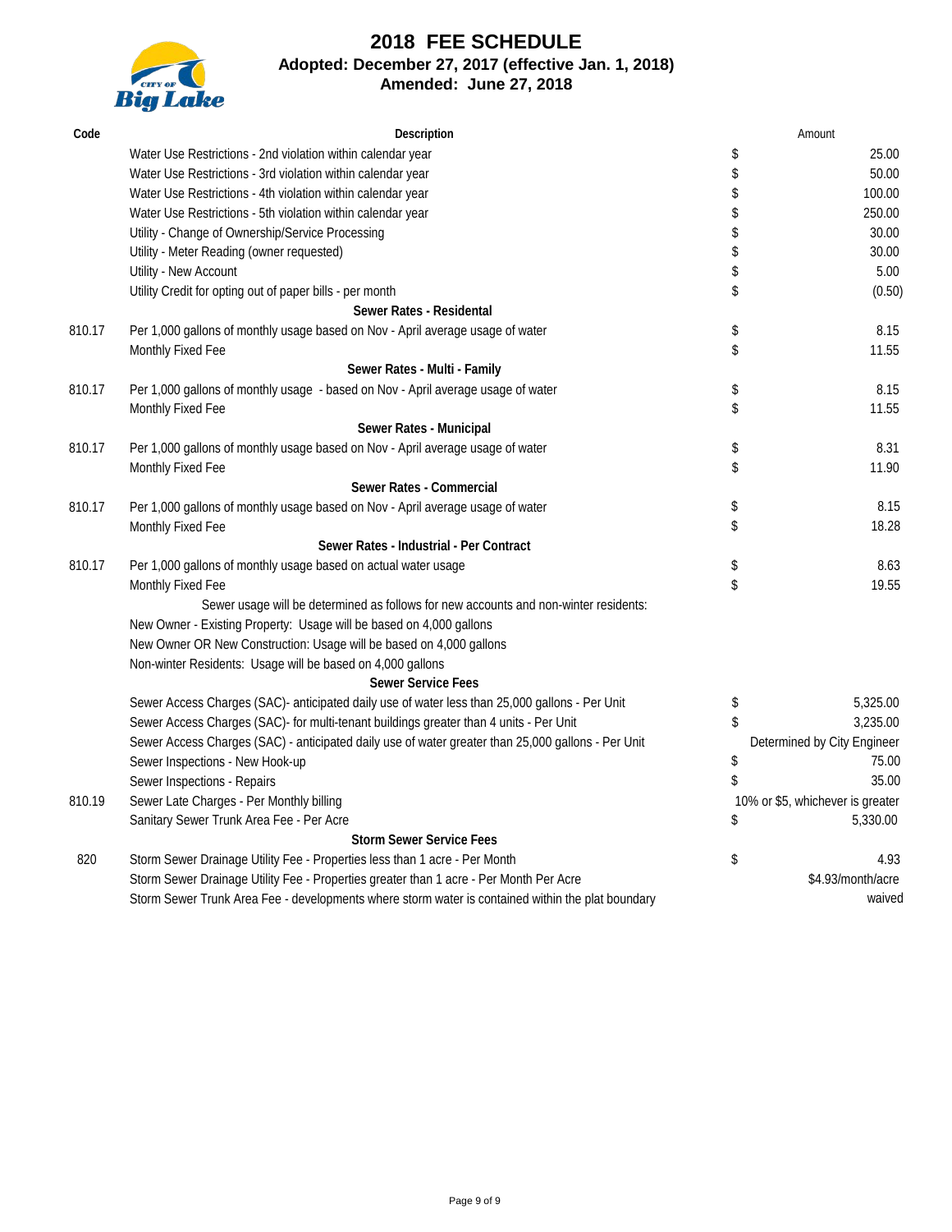# 2018 FEE SCHEDULE

**Adopted: December 27, 2017 (effective Jan. 1, 2018)**
**Amended: June 27, 2018**

| Code | Description | | Amount |
|---|---|---|---|
| | Water Use Restrictions - 2nd violation within calendar year | $ | 25.00 |
| | Water Use Restrictions - 3rd violation within calendar year | $ | 50.00 |
| | Water Use Restrictions - 4th violation within calendar year | $ | 100.00 |
| | Water Use Restrictions - 5th violation within calendar year | $ | 250.00 |
| | Utility - Change of Ownership/Service Processing | $ | 30.00 |
| | Utility - Meter Reading (owner requested) | $ | 30.00 |
| | Utility - New Account | $ | 5.00 |
| | Utility Credit for opting out of paper bills - per month | $ | (0.50) |
| | **Sewer Rates - Residental** | | |
| 810.17 | Per 1,000 gallons of monthly usage based on Nov - April average usage of water | $ | 8.15 |
| | Monthly Fixed Fee | $ | 11.55 |
| | **Sewer Rates - Multi - Family** | | |
| 810.17 | Per 1,000 gallons of monthly usage - based on Nov - April average usage of water | $ | 8.15 |
| | Monthly Fixed Fee | $ | 11.55 |
| | **Sewer Rates - Municipal** | | |
| 810.17 | Per 1,000 gallons of monthly usage based on Nov - April average usage of water | $ | 8.31 |
| | Monthly Fixed Fee | $ | 11.90 |
| | **Sewer Rates - Commercial** | | |
| 810.17 | Per 1,000 gallons of monthly usage based on Nov - April average usage of water | $ | 8.15 |
| | Monthly Fixed Fee | $ | 18.28 |
| | **Sewer Rates - Industrial - Per Contract** | | |
| 810.17 | Per 1,000 gallons of monthly usage based on actual water usage | $ | 8.63 |
| | Monthly Fixed Fee | $ | 19.55 |
| | Sewer usage will be determined as follows for new accounts and non-winter residents: | | |
| | New Owner - Existing Property: Usage will be based on 4,000 gallons | | |
| | New Owner OR New Construction: Usage will be based on 4,000 gallons | | |
| | Non-winter Residents: Usage will be based on 4,000 gallons | | |
| | **Sewer Service Fees** | | |
| | Sewer Access Charges (SAC)- anticipated daily use of water less than 25,000 gallons - Per Unit | $ | 5,325.00 |
| | Sewer Access Charges (SAC)- for multi-tenant buildings greater than 4 units - Per Unit | $ | 3,235.00 |
| | Sewer Access Charges (SAC) - anticipated daily use of water greater than 25,000 gallons - Per Unit | | Determined by City Engineer |
| | Sewer Inspections - New Hook-up | $ | 75.00 |
| | Sewer Inspections - Repairs | $ | 35.00 |
| 810.19 | Sewer Late Charges - Per Monthly billing | | 10% or $5, whichever is greater |
| | Sanitary Sewer Trunk Area Fee - Per Acre | $ | 5,330.00 |
| | **Storm Sewer Service Fees** | | |
| 820 | Storm Sewer Drainage Utility Fee - Properties less than 1 acre - Per Month | $ | 4.93 |
| | Storm Sewer Drainage Utility Fee - Properties greater than 1 acre - Per Month Per Acre | | $4.93/month/acre |
| | Storm Sewer Trunk Area Fee - developments where storm water is contained within the plat boundary | | waived |